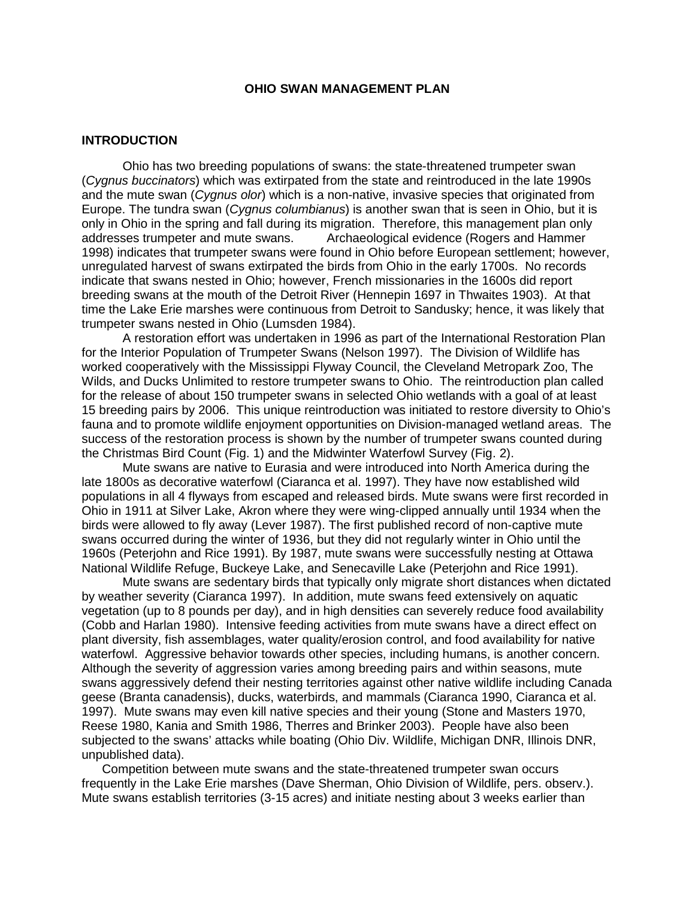# OHIO SWAN MANAGEMENT PLAN

## INTRODUCTION

Ohio has two breeding populations of swans: the state-threatened trumpeter swan (*Cygnus buccinators*) which was extirpated from the state and reintroduced in the late 1990s and the mute swan (*Cygnus olor*) which is a non-native, invasive species that originated from Europe. The tundra swan (*Cygnus columbianus*) is another swan that is seen in Ohio, but it is only in Ohio in the spring and fall during its migration. Therefore, this management plan only addresses trumpeter and mute swans. Archaeological evidence (Rogers and Hammer 1998) indicates that trumpeter swans were found in Ohio before European settlement; however, unregulated harvest of swans extirpated the birds from Ohio in the early 1700s. No records indicate that swans nested in Ohio; however, French missionaries in the 1600s did report breeding swans at the mouth of the Detroit River (Hennepin 1697 in Thwaites 1903). At that time the Lake Erie marshes were continuous from Detroit to Sandusky; hence, it was likely that trumpeter swans nested in Ohio (Lumsden 1984).

A restoration effort was undertaken in 1996 as part of the International Restoration Plan for the Interior Population of Trumpeter Swans (Nelson 1997). The Division of Wildlife has worked cooperatively with the Mississippi Flyway Council, the Cleveland Metropark Zoo, The Wilds, and Ducks Unlimited to restore trumpeter swans to Ohio. The reintroduction plan called for the release of about 150 trumpeter swans in selected Ohio wetlands with a goal of at least 15 breeding pairs by 2006. This unique reintroduction was initiated to restore diversity to Ohio's fauna and to promote wildlife enjoyment opportunities on Division-managed wetland areas. The success of the restoration process is shown by the number of trumpeter swans counted during the Christmas Bird Count (Fig. 1) and the Midwinter Waterfowl Survey (Fig. 2).

Mute swans are native to Eurasia and were introduced into North America during the late 1800s as decorative waterfowl (Ciaranca et al. 1997). They have now established wild populations in all 4 flyways from escaped and released birds. Mute swans were first recorded in Ohio in 1911 at Silver Lake, Akron where they were wing-clipped annually until 1934 when the birds were allowed to fly away (Lever 1987). The first published record of non-captive mute swans occurred during the winter of 1936, but they did not regularly winter in Ohio until the 1960s (Peterjohn and Rice 1991). By 1987, mute swans were successfully nesting at Ottawa National Wildlife Refuge, Buckeye Lake, and Senecaville Lake (Peterjohn and Rice 1991).

Mute swans are sedentary birds that typically only migrate short distances when dictated by weather severity (Ciaranca 1997). In addition, mute swans feed extensively on aquatic vegetation (up to 8 pounds per day), and in high densities can severely reduce food availability (Cobb and Harlan 1980). Intensive feeding activities from mute swans have a direct effect on plant diversity, fish assemblages, water quality/erosion control, and food availability for native waterfowl. Aggressive behavior towards other species, including humans, is another concern. Although the severity of aggression varies among breeding pairs and within seasons, mute swans aggressively defend their nesting territories against other native wildlife including Canada geese (Branta canadensis), ducks, waterbirds, and mammals (Ciaranca 1990, Ciaranca et al. 1997). Mute swans may even kill native species and their young (Stone and Masters 1970, Reese 1980, Kania and Smith 1986, Therres and Brinker 2003). People have also been subjected to the swans' attacks while boating (Ohio Div. Wildlife, Michigan DNR, Illinois DNR, unpublished data).

Competition between mute swans and the state-threatened trumpeter swan occurs frequently in the Lake Erie marshes (Dave Sherman, Ohio Division of Wildlife, pers. observ.). Mute swans establish territories (3-15 acres) and initiate nesting about 3 weeks earlier than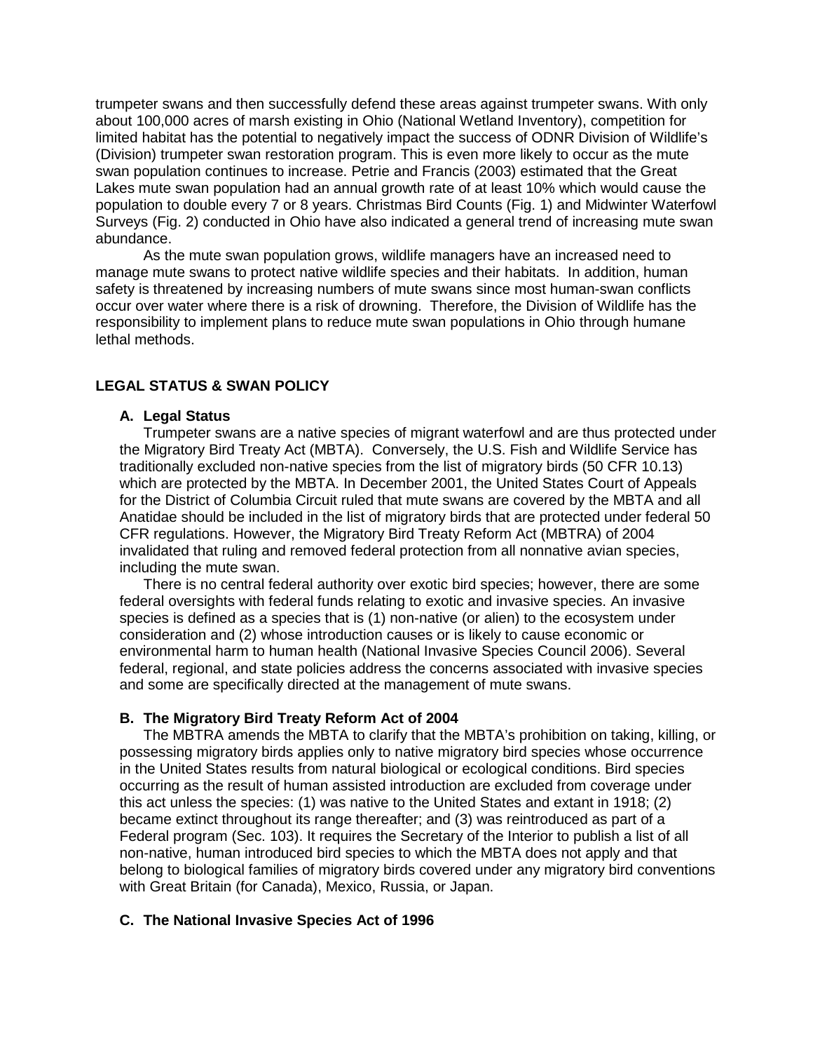trumpeter swans and then successfully defend these areas against trumpeter swans. With only about 100,000 acres of marsh existing in Ohio (National Wetland Inventory), competition for limited habitat has the potential to negatively impact the success of ODNR Division of Wildlife's (Division) trumpeter swan restoration program. This is even more likely to occur as the mute swan population continues to increase. Petrie and Francis (2003) estimated that the Great Lakes mute swan population had an annual growth rate of at least 10% which would cause the population to double every 7 or 8 years. Christmas Bird Counts (Fig. 1) and Midwinter Waterfowl Surveys (Fig. 2) conducted in Ohio have also indicated a general trend of increasing mute swan abundance.

As the mute swan population grows, wildlife managers have an increased need to manage mute swans to protect native wildlife species and their habitats. In addition, human safety is threatened by increasing numbers of mute swans since most human-swan conflicts occur over water where there is a risk of drowning. Therefore, the Division of Wildlife has the responsibility to implement plans to reduce mute swan populations in Ohio through humane lethal methods.

## LEGAL STATUS & SWAN POLICY

### A. Legal Status

Trumpeter swans are a native species of migrant waterfowl and are thus protected under the Migratory Bird Treaty Act (MBTA). Conversely, the U.S. Fish and Wildlife Service has traditionally excluded non-native species from the list of migratory birds (50 CFR 10.13) which are protected by the MBTA. In December 2001, the United States Court of Appeals for the District of Columbia Circuit ruled that mute swans are covered by the MBTA and all Anatidae should be included in the list of migratory birds that are protected under federal 50 CFR regulations. However, the Migratory Bird Treaty Reform Act (MBTRA) of 2004 invalidated that ruling and removed federal protection from all nonnative avian species, including the mute swan.

There is no central federal authority over exotic bird species; however, there are some federal oversights with federal funds relating to exotic and invasive species. An invasive species is defined as a species that is (1) non-native (or alien) to the ecosystem under consideration and (2) whose introduction causes or is likely to cause economic or environmental harm to human health (National Invasive Species Council 2006). Several federal, regional, and state policies address the concerns associated with invasive species and some are specifically directed at the management of mute swans.

### B. The Migratory Bird Treaty Reform Act of 2004

The MBTRA amends the MBTA to clarify that the MBTA's prohibition on taking, killing, or possessing migratory birds applies only to native migratory bird species whose occurrence in the United States results from natural biological or ecological conditions. Bird species occurring as the result of human assisted introduction are excluded from coverage under this act unless the species: (1) was native to the United States and extant in 1918; (2) became extinct throughout its range thereafter; and (3) was reintroduced as part of a Federal program (Sec. 103). It requires the Secretary of the Interior to publish a list of all non-native, human introduced bird species to which the MBTA does not apply and that belong to biological families of migratory birds covered under any migratory bird conventions with Great Britain (for Canada), Mexico, Russia, or Japan.

### C. The National Invasive Species Act of 1996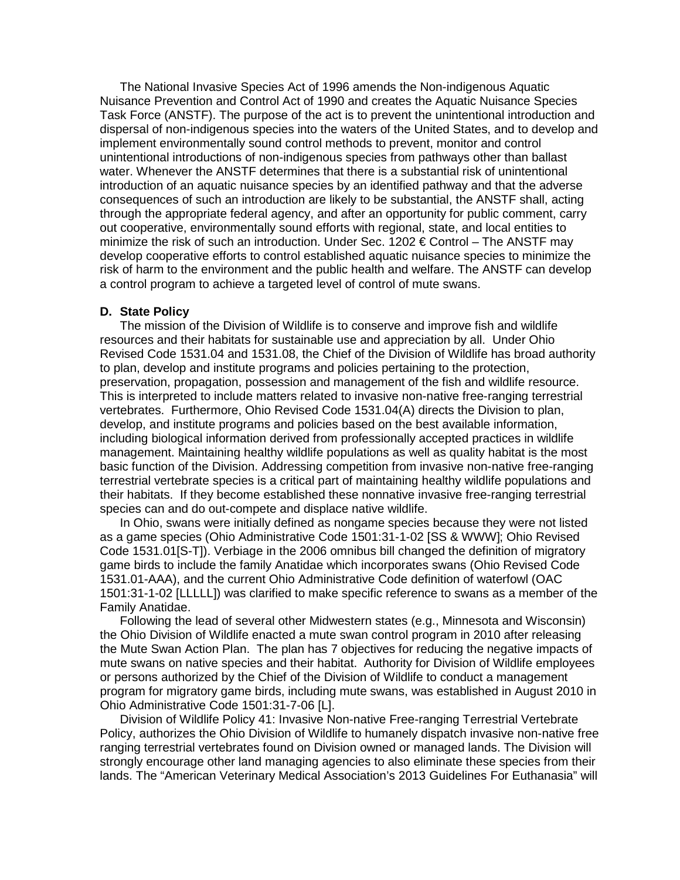The National Invasive Species Act of 1996 amends the Non-indigenous Aquatic Nuisance Prevention and Control Act of 1990 and creates the Aquatic Nuisance Species Task Force (ANSTF). The purpose of the act is to prevent the unintentional introduction and dispersal of non-indigenous species into the waters of the United States, and to develop and implement environmentally sound control methods to prevent, monitor and control unintentional introductions of non-indigenous species from pathways other than ballast water. Whenever the ANSTF determines that there is a substantial risk of unintentional introduction of an aquatic nuisance species by an identified pathway and that the adverse consequences of such an introduction are likely to be substantial, the ANSTF shall, acting through the appropriate federal agency, and after an opportunity for public comment, carry out cooperative, environmentally sound efforts with regional, state, and local entities to minimize the risk of such an introduction. Under Sec. 1202 € Control – The ANSTF may develop cooperative efforts to control established aquatic nuisance species to minimize the risk of harm to the environment and the public health and welfare. The ANSTF can develop a control program to achieve a targeted level of control of mute swans.

**D. State Policy**

The mission of the Division of Wildlife is to conserve and improve fish and wildlife resources and their habitats for sustainable use and appreciation by all. Under Ohio Revised Code 1531.04 and 1531.08, the Chief of the Division of Wildlife has broad authority to plan, develop and institute programs and policies pertaining to the protection, preservation, propagation, possession and management of the fish and wildlife resource. This is interpreted to include matters related to invasive non-native free-ranging terrestrial vertebrates. Furthermore, Ohio Revised Code 1531.04(A) directs the Division to plan, develop, and institute programs and policies based on the best available information, including biological information derived from professionally accepted practices in wildlife management. Maintaining healthy wildlife populations as well as quality habitat is the most basic function of the Division. Addressing competition from invasive non-native free-ranging terrestrial vertebrate species is a critical part of maintaining healthy wildlife populations and their habitats. If they become established these nonnative invasive free-ranging terrestrial species can and do out-compete and displace native wildlife.

In Ohio, swans were initially defined as nongame species because they were not listed as a game species (Ohio Administrative Code 1501:31-1-02 [SS & WWW]; Ohio Revised Code 1531.01[S-T]). Verbiage in the 2006 omnibus bill changed the definition of migratory game birds to include the family Anatidae which incorporates swans (Ohio Revised Code 1531.01-AAA), and the current Ohio Administrative Code definition of waterfowl (OAC 1501:31-1-02 [LLLLL]) was clarified to make specific reference to swans as a member of the Family Anatidae.

Following the lead of several other Midwestern states (e.g., Minnesota and Wisconsin) the Ohio Division of Wildlife enacted a mute swan control program in 2010 after releasing the Mute Swan Action Plan. The plan has 7 objectives for reducing the negative impacts of mute swans on native species and their habitat. Authority for Division of Wildlife employees or persons authorized by the Chief of the Division of Wildlife to conduct a management program for migratory game birds, including mute swans, was established in August 2010 in Ohio Administrative Code 1501:31-7-06 [L].

Division of Wildlife Policy 41: Invasive Non-native Free-ranging Terrestrial Vertebrate Policy, authorizes the Ohio Division of Wildlife to humanely dispatch invasive non-native free ranging terrestrial vertebrates found on Division owned or managed lands. The Division will strongly encourage other land managing agencies to also eliminate these species from their lands. The "American Veterinary Medical Association's 2013 Guidelines For Euthanasia" will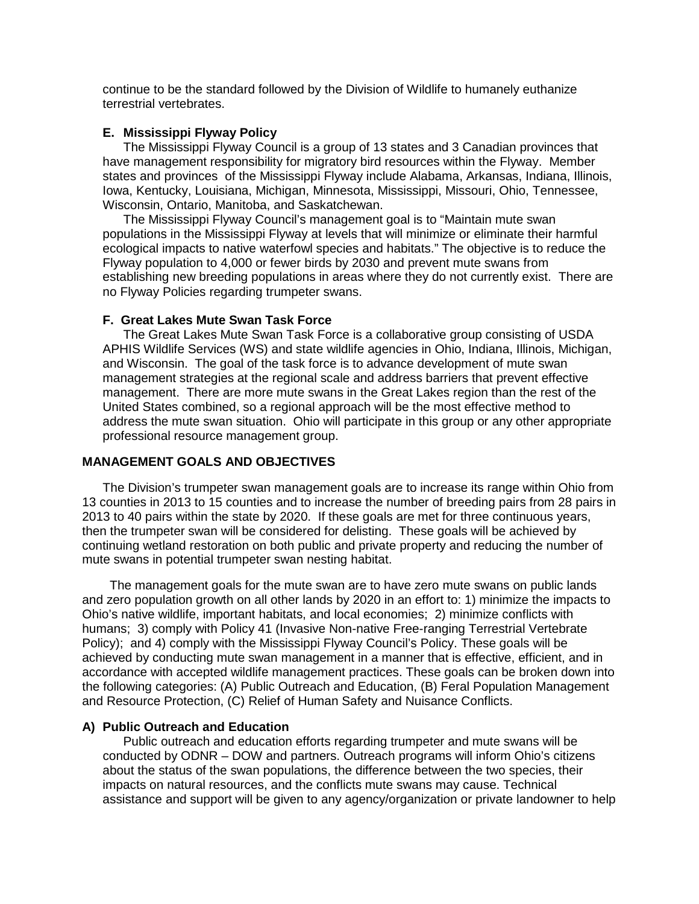continue to be the standard followed by the Division of Wildlife to humanely euthanize terrestrial vertebrates.

### E. Mississippi Flyway Policy

The Mississippi Flyway Council is a group of 13 states and 3 Canadian provinces that have management responsibility for migratory bird resources within the Flyway. Member states and provinces of the Mississippi Flyway include Alabama, Arkansas, Indiana, Illinois, Iowa, Kentucky, Louisiana, Michigan, Minnesota, Mississippi, Missouri, Ohio, Tennessee, Wisconsin, Ontario, Manitoba, and Saskatchewan.

The Mississippi Flyway Council's management goal is to "Maintain mute swan populations in the Mississippi Flyway at levels that will minimize or eliminate their harmful ecological impacts to native waterfowl species and habitats." The objective is to reduce the Flyway population to 4,000 or fewer birds by 2030 and prevent mute swans from establishing new breeding populations in areas where they do not currently exist. There are no Flyway Policies regarding trumpeter swans.

### F. Great Lakes Mute Swan Task Force

The Great Lakes Mute Swan Task Force is a collaborative group consisting of USDA APHIS Wildlife Services (WS) and state wildlife agencies in Ohio, Indiana, Illinois, Michigan, and Wisconsin. The goal of the task force is to advance development of mute swan management strategies at the regional scale and address barriers that prevent effective management. There are more mute swans in the Great Lakes region than the rest of the United States combined, so a regional approach will be the most effective method to address the mute swan situation. Ohio will participate in this group or any other appropriate professional resource management group.

## MANAGEMENT GOALS AND OBJECTIVES

The Division's trumpeter swan management goals are to increase its range within Ohio from 13 counties in 2013 to 15 counties and to increase the number of breeding pairs from 28 pairs in 2013 to 40 pairs within the state by 2020. If these goals are met for three continuous years, then the trumpeter swan will be considered for delisting. These goals will be achieved by continuing wetland restoration on both public and private property and reducing the number of mute swans in potential trumpeter swan nesting habitat.

The management goals for the mute swan are to have zero mute swans on public lands and zero population growth on all other lands by 2020 in an effort to: 1) minimize the impacts to Ohio's native wildlife, important habitats, and local economies; 2) minimize conflicts with humans; 3) comply with Policy 41 (Invasive Non-native Free-ranging Terrestrial Vertebrate Policy); and 4) comply with the Mississippi Flyway Council's Policy. These goals will be achieved by conducting mute swan management in a manner that is effective, efficient, and in accordance with accepted wildlife management practices. These goals can be broken down into the following categories: (A) Public Outreach and Education, (B) Feral Population Management and Resource Protection, (C) Relief of Human Safety and Nuisance Conflicts.

### A) Public Outreach and Education

Public outreach and education efforts regarding trumpeter and mute swans will be conducted by ODNR – DOW and partners. Outreach programs will inform Ohio's citizens about the status of the swan populations, the difference between the two species, their impacts on natural resources, and the conflicts mute swans may cause. Technical assistance and support will be given to any agency/organization or private landowner to help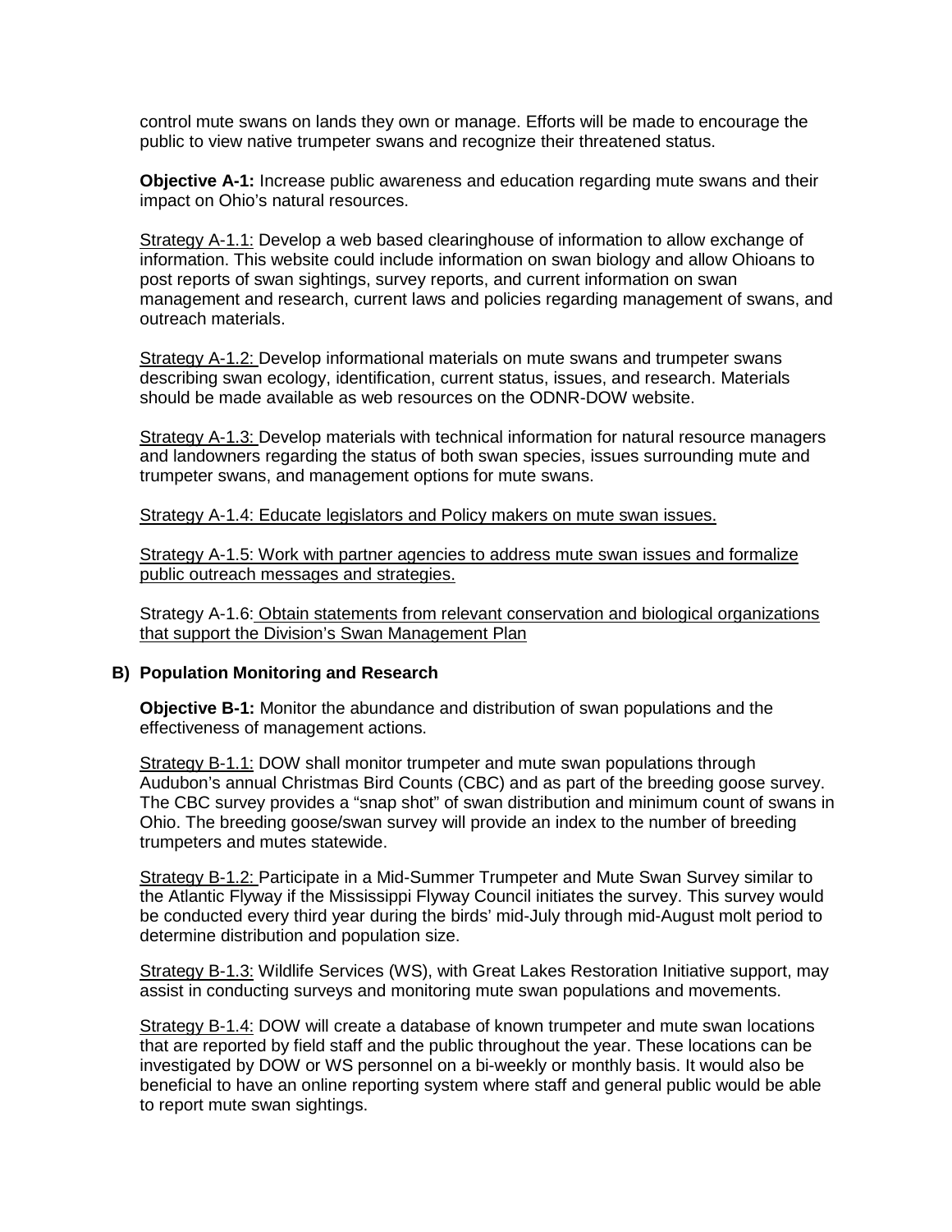control mute swans on lands they own or manage. Efforts will be made to encourage the public to view native trumpeter swans and recognize their threatened status.

**Objective A-1:** Increase public awareness and education regarding mute swans and their impact on Ohio's natural resources.

<u>Strategy A-1.1:</u> Develop a web based clearinghouse of information to allow exchange of information. This website could include information on swan biology and allow Ohioans to post reports of swan sightings, survey reports, and current information on swan management and research, current laws and policies regarding management of swans, and outreach materials.

<u>Strategy A-1.2:</u> Develop informational materials on mute swans and trumpeter swans describing swan ecology, identification, current status, issues, and research. Materials should be made available as web resources on the ODNR-DOW website.

<u>Strategy A-1.3:</u> Develop materials with technical information for natural resource managers and landowners regarding the status of both swan species, issues surrounding mute and trumpeter swans, and management options for mute swans.

<u>Strategy A-1.4: Educate legislators and Policy makers on mute swan issues.</u>

<u>Strategy A-1.5: Work with partner agencies to address mute swan issues and formalize public outreach messages and strategies.</u>

Strategy A-1.6: <u>Obtain statements from relevant conservation and biological organizations that support the Division's Swan Management Plan</u>

## B) Population Monitoring and Research

**Objective B-1:** Monitor the abundance and distribution of swan populations and the effectiveness of management actions.

<u>Strategy B-1.1:</u> DOW shall monitor trumpeter and mute swan populations through Audubon's annual Christmas Bird Counts (CBC) and as part of the breeding goose survey. The CBC survey provides a "snap shot" of swan distribution and minimum count of swans in Ohio. The breeding goose/swan survey will provide an index to the number of breeding trumpeters and mutes statewide.

<u>Strategy B-1.2:</u> Participate in a Mid-Summer Trumpeter and Mute Swan Survey similar to the Atlantic Flyway if the Mississippi Flyway Council initiates the survey. This survey would be conducted every third year during the birds' mid-July through mid-August molt period to determine distribution and population size.

<u>Strategy B-1.3:</u> Wildlife Services (WS), with Great Lakes Restoration Initiative support, may assist in conducting surveys and monitoring mute swan populations and movements.

<u>Strategy B-1.4:</u> DOW will create a database of known trumpeter and mute swan locations that are reported by field staff and the public throughout the year. These locations can be investigated by DOW or WS personnel on a bi-weekly or monthly basis. It would also be beneficial to have an online reporting system where staff and general public would be able to report mute swan sightings.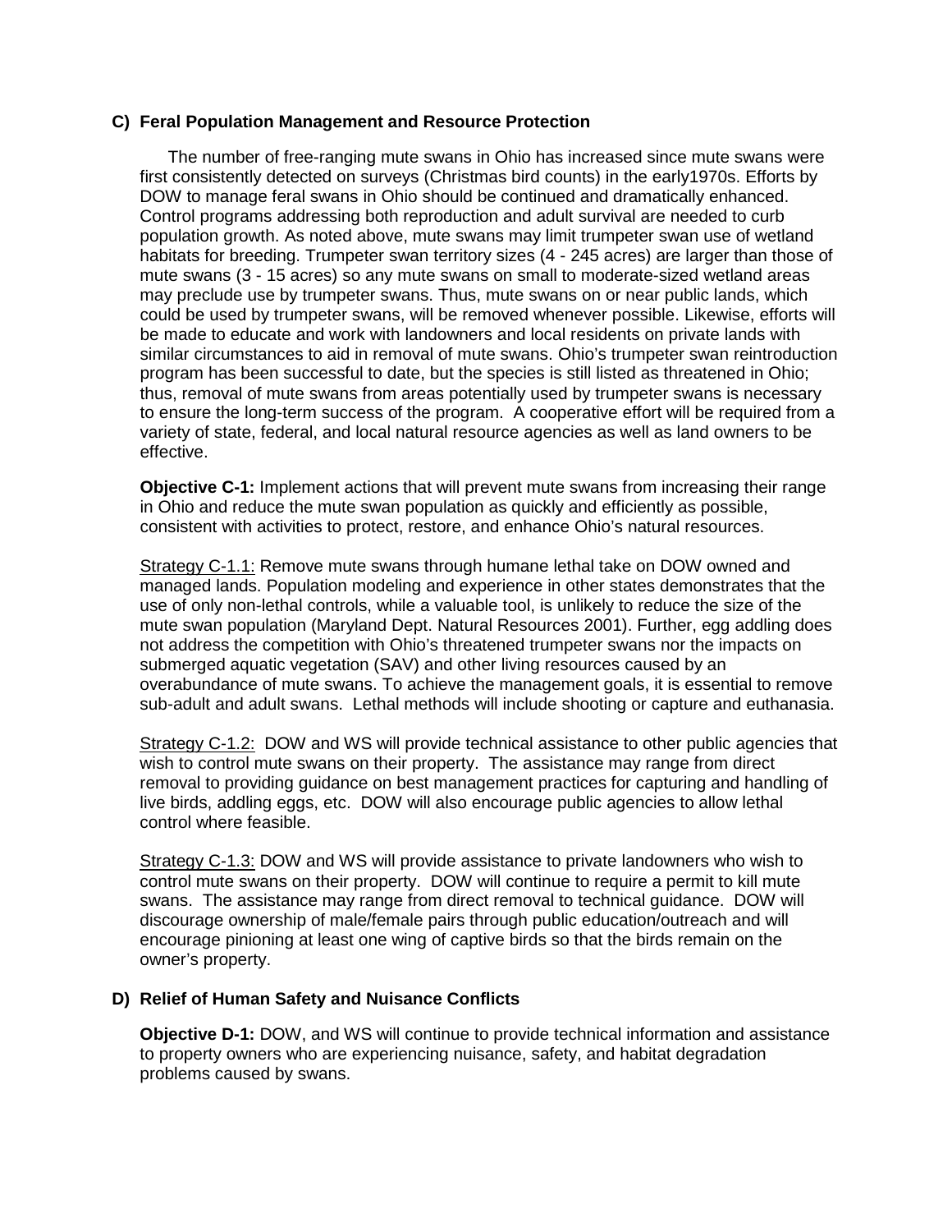### C) Feral Population Management and Resource Protection

The number of free-ranging mute swans in Ohio has increased since mute swans were first consistently detected on surveys (Christmas bird counts) in the early1970s. Efforts by DOW to manage feral swans in Ohio should be continued and dramatically enhanced. Control programs addressing both reproduction and adult survival are needed to curb population growth. As noted above, mute swans may limit trumpeter swan use of wetland habitats for breeding. Trumpeter swan territory sizes (4 - 245 acres) are larger than those of mute swans (3 - 15 acres) so any mute swans on small to moderate-sized wetland areas may preclude use by trumpeter swans. Thus, mute swans on or near public lands, which could be used by trumpeter swans, will be removed whenever possible. Likewise, efforts will be made to educate and work with landowners and local residents on private lands with similar circumstances to aid in removal of mute swans. Ohio's trumpeter swan reintroduction program has been successful to date, but the species is still listed as threatened in Ohio; thus, removal of mute swans from areas potentially used by trumpeter swans is necessary to ensure the long-term success of the program. A cooperative effort will be required from a variety of state, federal, and local natural resource agencies as well as land owners to be effective.

**Objective C-1:** Implement actions that will prevent mute swans from increasing their range in Ohio and reduce the mute swan population as quickly and efficiently as possible, consistent with activities to protect, restore, and enhance Ohio's natural resources.

<u>Strategy C-1.1:</u> Remove mute swans through humane lethal take on DOW owned and managed lands. Population modeling and experience in other states demonstrates that the use of only non-lethal controls, while a valuable tool, is unlikely to reduce the size of the mute swan population (Maryland Dept. Natural Resources 2001). Further, egg addling does not address the competition with Ohio's threatened trumpeter swans nor the impacts on submerged aquatic vegetation (SAV) and other living resources caused by an overabundance of mute swans. To achieve the management goals, it is essential to remove sub-adult and adult swans. Lethal methods will include shooting or capture and euthanasia.

<u>Strategy C-1.2:</u> DOW and WS will provide technical assistance to other public agencies that wish to control mute swans on their property. The assistance may range from direct removal to providing guidance on best management practices for capturing and handling of live birds, addling eggs, etc. DOW will also encourage public agencies to allow lethal control where feasible.

<u>Strategy C-1.3:</u> DOW and WS will provide assistance to private landowners who wish to control mute swans on their property. DOW will continue to require a permit to kill mute swans. The assistance may range from direct removal to technical guidance. DOW will discourage ownership of male/female pairs through public education/outreach and will encourage pinioning at least one wing of captive birds so that the birds remain on the owner's property.

### D) Relief of Human Safety and Nuisance Conflicts

**Objective D-1:** DOW, and WS will continue to provide technical information and assistance to property owners who are experiencing nuisance, safety, and habitat degradation problems caused by swans.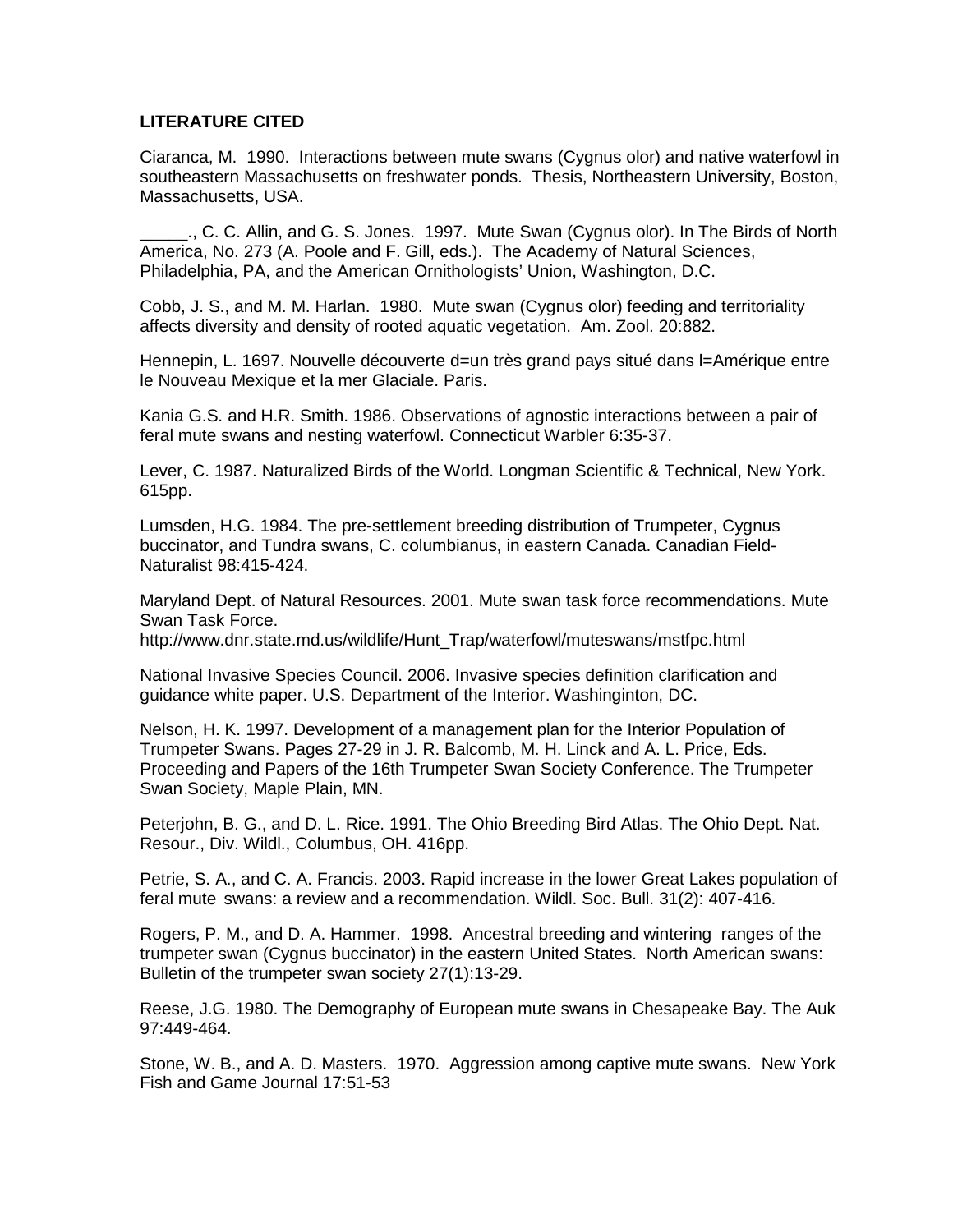**LITERATURE CITED**

Ciaranca, M. 1990. Interactions between mute swans (Cygnus olor) and native waterfowl in southeastern Massachusetts on freshwater ponds. Thesis, Northeastern University, Boston, Massachusetts, USA.

_____., C. C. Allin, and G. S. Jones. 1997. Mute Swan (Cygnus olor). In The Birds of North America, No. 273 (A. Poole and F. Gill, eds.). The Academy of Natural Sciences, Philadelphia, PA, and the American Ornithologists' Union, Washington, D.C.

Cobb, J. S., and M. M. Harlan. 1980. Mute swan (Cygnus olor) feeding and territoriality affects diversity and density of rooted aquatic vegetation. Am. Zool. 20:882.

Hennepin, L. 1697. Nouvelle découverte d=un très grand pays situé dans l=Amérique entre le Nouveau Mexique et la mer Glaciale. Paris.

Kania G.S. and H.R. Smith. 1986. Observations of agnostic interactions between a pair of feral mute swans and nesting waterfowl. Connecticut Warbler 6:35-37.

Lever, C. 1987. Naturalized Birds of the World. Longman Scientific & Technical, New York. 615pp.

Lumsden, H.G. 1984. The pre-settlement breeding distribution of Trumpeter, Cygnus buccinator, and Tundra swans, C. columbianus, in eastern Canada. Canadian Field-Naturalist 98:415-424.

Maryland Dept. of Natural Resources. 2001. Mute swan task force recommendations. Mute Swan Task Force.
http://www.dnr.state.md.us/wildlife/Hunt_Trap/waterfowl/muteswans/mstfpc.html

National Invasive Species Council. 2006. Invasive species definition clarification and guidance white paper. U.S. Department of the Interior. Washinginton, DC.

Nelson, H. K. 1997. Development of a management plan for the Interior Population of Trumpeter Swans. Pages 27-29 in J. R. Balcomb, M. H. Linck and A. L. Price, Eds. Proceeding and Papers of the 16th Trumpeter Swan Society Conference. The Trumpeter Swan Society, Maple Plain, MN.

Peterjohn, B. G., and D. L. Rice. 1991. The Ohio Breeding Bird Atlas. The Ohio Dept. Nat. Resour., Div. Wildl., Columbus, OH. 416pp.

Petrie, S. A., and C. A. Francis. 2003. Rapid increase in the lower Great Lakes population of feral mute swans: a review and a recommendation. Wildl. Soc. Bull. 31(2): 407-416.

Rogers, P. M., and D. A. Hammer. 1998. Ancestral breeding and wintering ranges of the trumpeter swan (Cygnus buccinator) in the eastern United States. North American swans: Bulletin of the trumpeter swan society 27(1):13-29.

Reese, J.G. 1980. The Demography of European mute swans in Chesapeake Bay. The Auk 97:449-464.

Stone, W. B., and A. D. Masters. 1970. Aggression among captive mute swans. New York Fish and Game Journal 17:51-53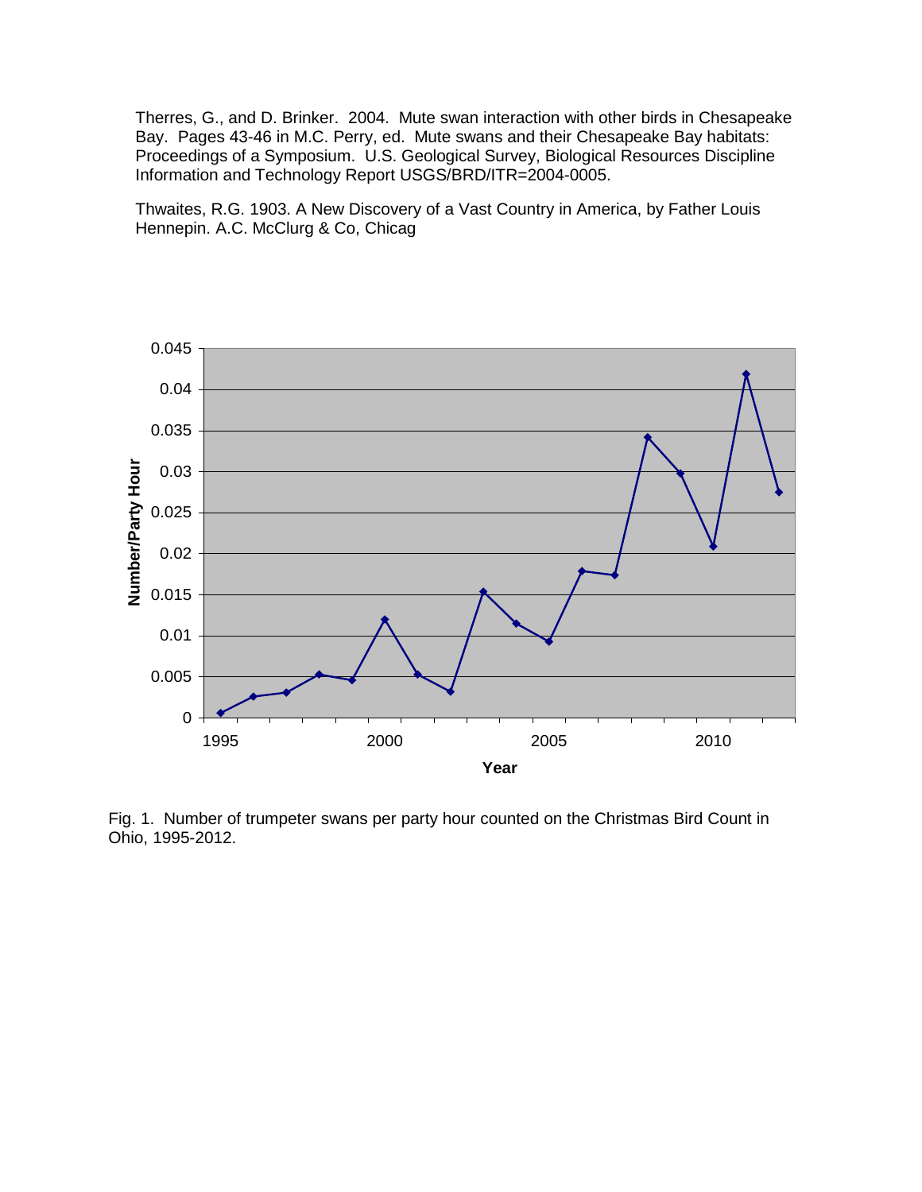Therres, G., and D. Brinker. 2004. Mute swan interaction with other birds in Chesapeake Bay. Pages 43-46 in M.C. Perry, ed. Mute swans and their Chesapeake Bay habitats: Proceedings of a Symposium. U.S. Geological Survey, Biological Resources Discipline Information and Technology Report USGS/BRD/ITR=2004-0005.

Thwaites, R.G. 1903. A New Discovery of a Vast Country in America, by Father Louis Hennepin. A.C. McClurg & Co, Chicag

Fig. 1. Number of trumpeter swans per party hour counted on the Christmas Bird Count in Ohio, 1995-2012.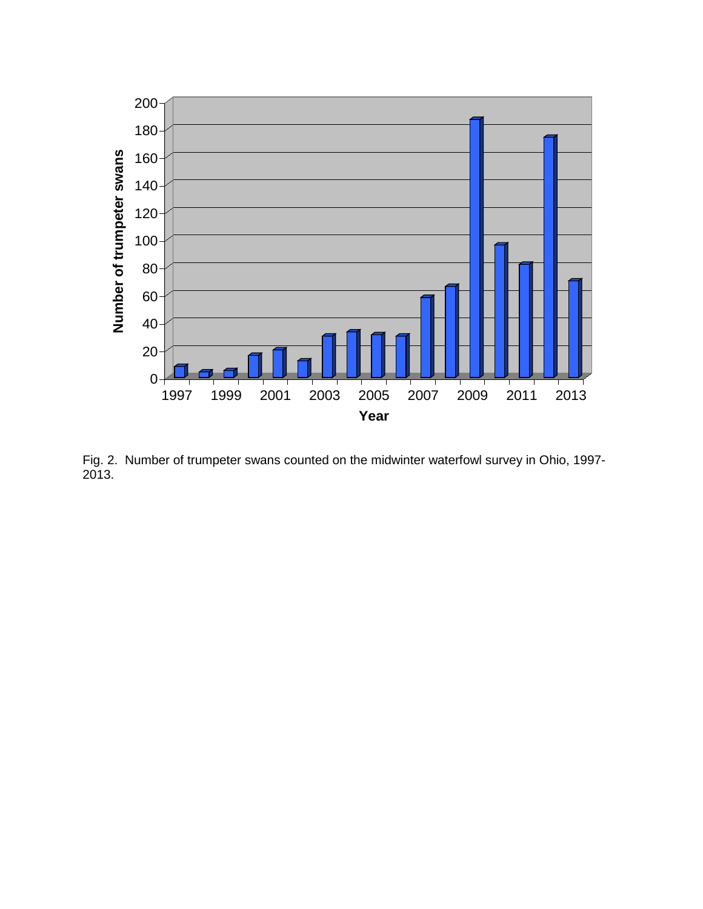Fig. 2. Number of trumpeter swans counted on the midwinter waterfowl survey in Ohio, 1997-2013.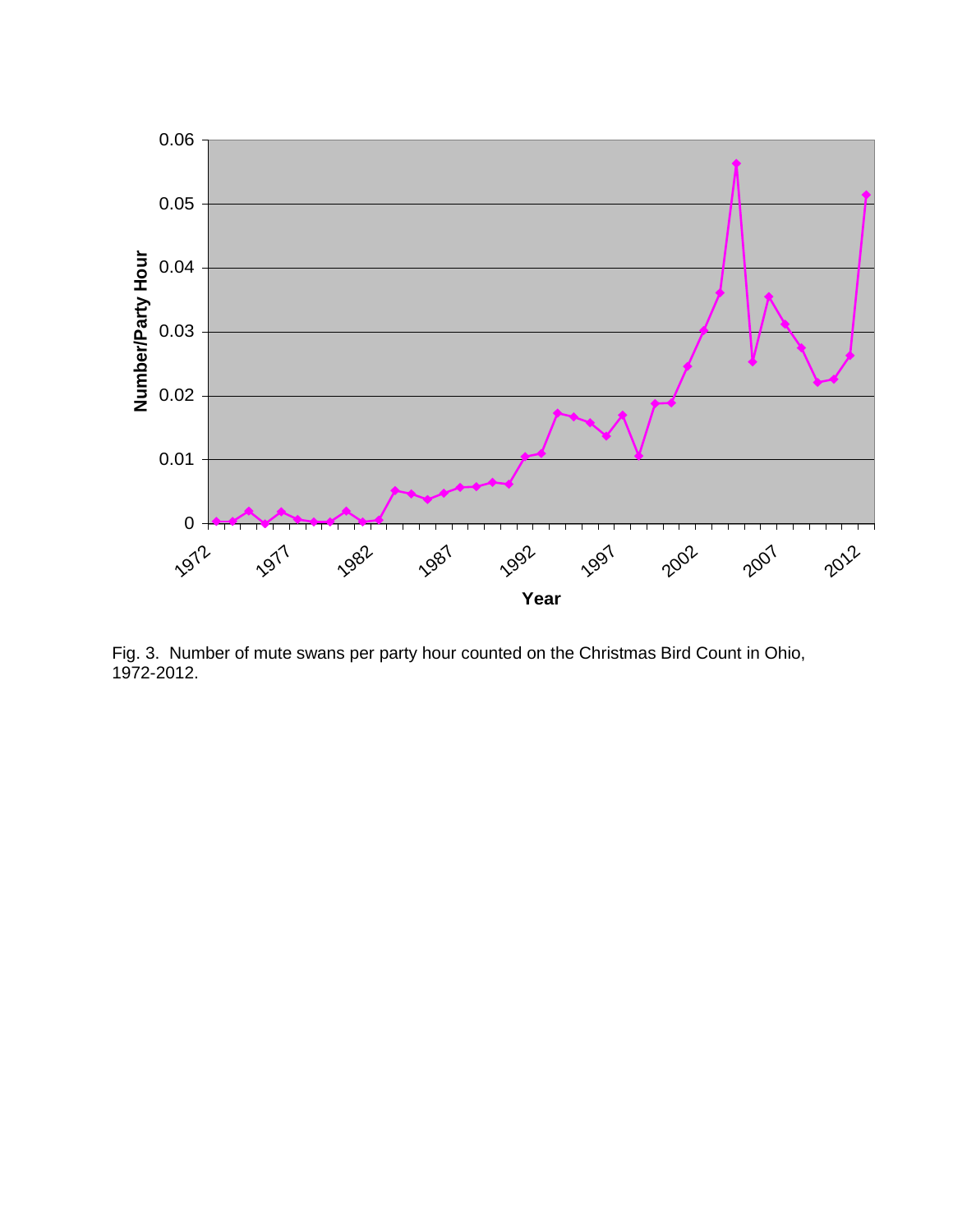Fig. 3. Number of mute swans per party hour counted on the Christmas Bird Count in Ohio, 1972-2012.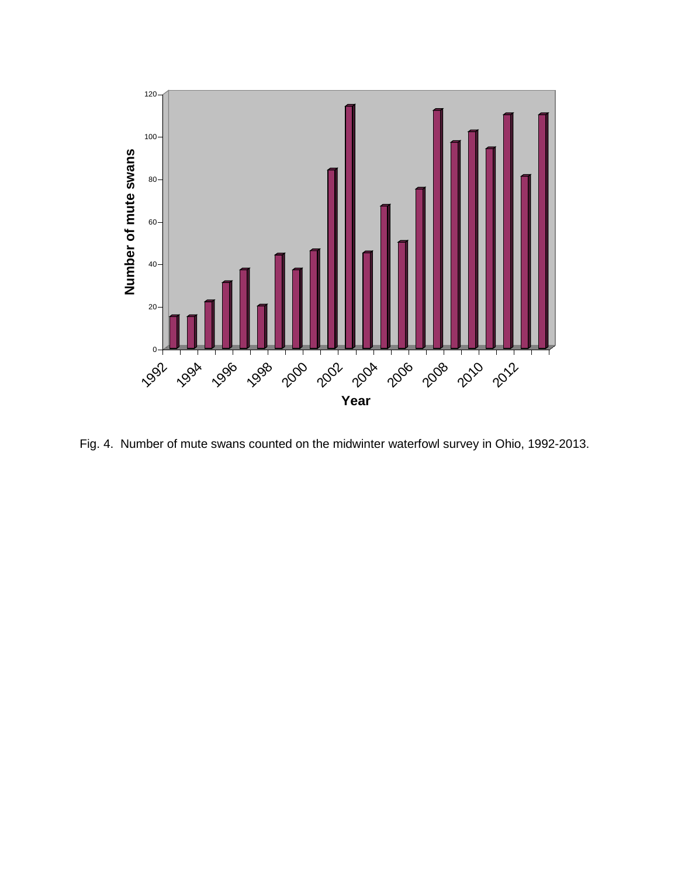Number of mute swans

120
100
80
60
40
20
0

1992
1994
1996
1998
2000
2002
2004
2006
2008
2010
2012

Year

Fig. 4. Number of mute swans counted on the midwinter waterfowl survey in Ohio, 1992-2013.